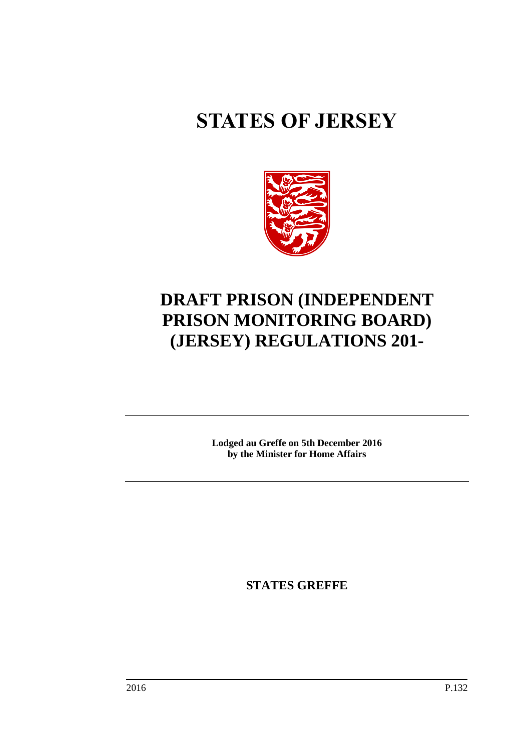# STATES OF JERSEY

# DRAFT PRISON (INDEPENDENT PRISON MONITORING BOARD) (JERSEY) REGULATIONS 201-

**Lodged au Greffe on 5th December 2016**
**by the Minister for Home Affairs**

**STATES GREFFE**

2016 P.132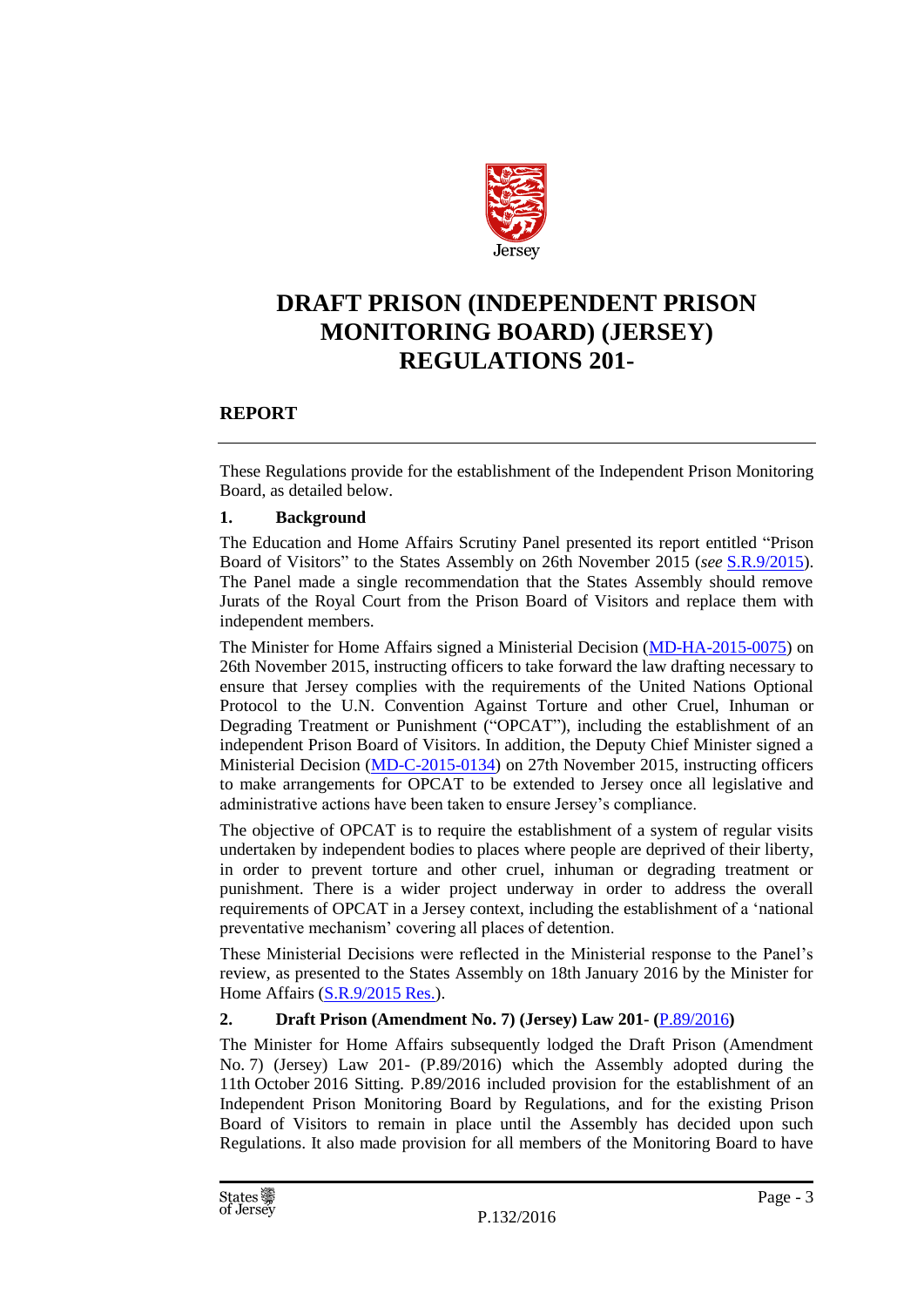# DRAFT PRISON (INDEPENDENT PRISON MONITORING BOARD) (JERSEY) REGULATIONS 201-

## REPORT

These Regulations provide for the establishment of the Independent Prison Monitoring Board, as detailed below.

### 1. Background

The Education and Home Affairs Scrutiny Panel presented its report entitled "Prison Board of Visitors" to the States Assembly on 26th November 2015 (*see* S.R.9/2015). The Panel made a single recommendation that the States Assembly should remove Jurats of the Royal Court from the Prison Board of Visitors and replace them with independent members.

The Minister for Home Affairs signed a Ministerial Decision (MD-HA-2015-0075) on 26th November 2015, instructing officers to take forward the law drafting necessary to ensure that Jersey complies with the requirements of the United Nations Optional Protocol to the U.N. Convention Against Torture and other Cruel, Inhuman or Degrading Treatment or Punishment ("OPCAT"), including the establishment of an independent Prison Board of Visitors. In addition, the Deputy Chief Minister signed a Ministerial Decision (MD-C-2015-0134) on 27th November 2015, instructing officers to make arrangements for OPCAT to be extended to Jersey once all legislative and administrative actions have been taken to ensure Jersey's compliance.

The objective of OPCAT is to require the establishment of a system of regular visits undertaken by independent bodies to places where people are deprived of their liberty, in order to prevent torture and other cruel, inhuman or degrading treatment or punishment. There is a wider project underway in order to address the overall requirements of OPCAT in a Jersey context, including the establishment of a 'national preventative mechanism' covering all places of detention.

These Ministerial Decisions were reflected in the Ministerial response to the Panel's review, as presented to the States Assembly on 18th January 2016 by the Minister for Home Affairs (S.R.9/2015 Res.).

### 2. Draft Prison (Amendment No. 7) (Jersey) Law 201- (P.89/2016)

The Minister for Home Affairs subsequently lodged the Draft Prison (Amendment No. 7) (Jersey) Law 201- (P.89/2016) which the Assembly adopted during the 11th October 2016 Sitting. P.89/2016 included provision for the establishment of an Independent Prison Monitoring Board by Regulations, and for the existing Prison Board of Visitors to remain in place until the Assembly has decided upon such Regulations. It also made provision for all members of the Monitoring Board to have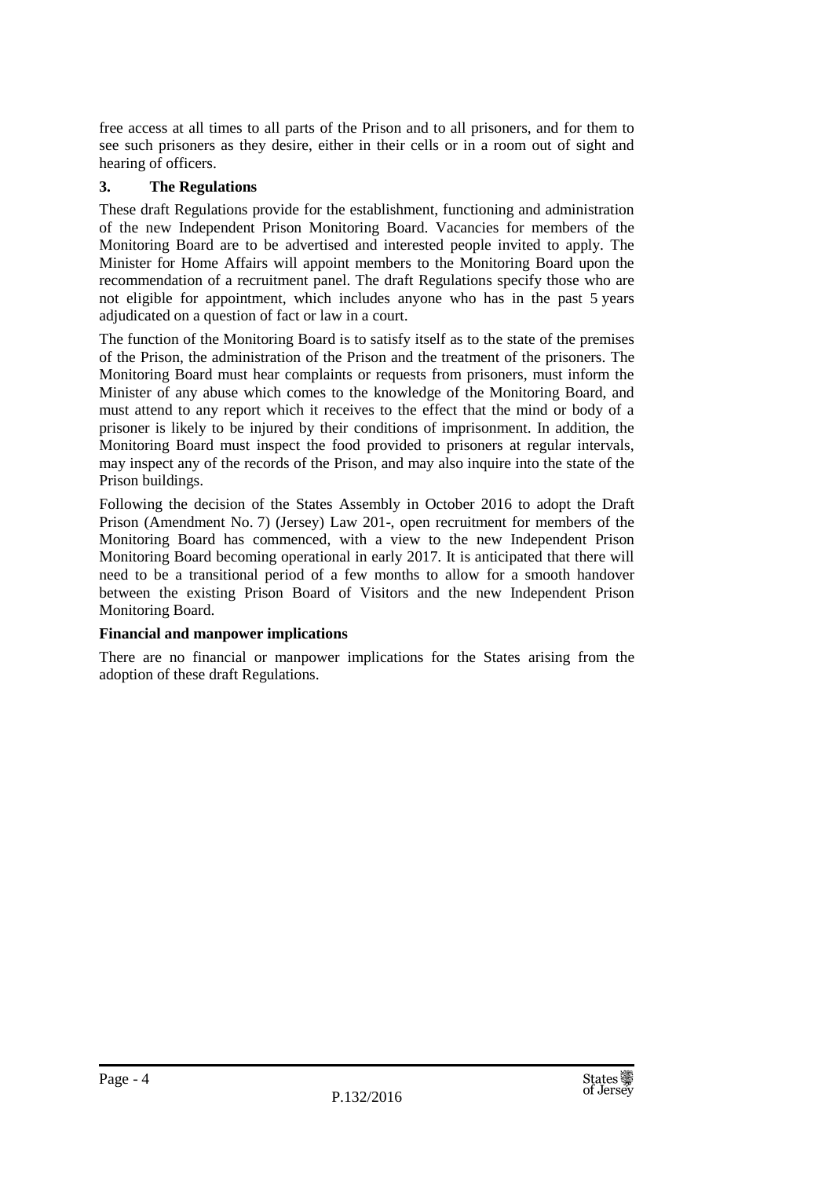free access at all times to all parts of the Prison and to all prisoners, and for them to see such prisoners as they desire, either in their cells or in a room out of sight and hearing of officers.

## 3. The Regulations

These draft Regulations provide for the establishment, functioning and administration of the new Independent Prison Monitoring Board. Vacancies for members of the Monitoring Board are to be advertised and interested people invited to apply. The Minister for Home Affairs will appoint members to the Monitoring Board upon the recommendation of a recruitment panel. The draft Regulations specify those who are not eligible for appointment, which includes anyone who has in the past 5 years adjudicated on a question of fact or law in a court.

The function of the Monitoring Board is to satisfy itself as to the state of the premises of the Prison, the administration of the Prison and the treatment of the prisoners. The Monitoring Board must hear complaints or requests from prisoners, must inform the Minister of any abuse which comes to the knowledge of the Monitoring Board, and must attend to any report which it receives to the effect that the mind or body of a prisoner is likely to be injured by their conditions of imprisonment. In addition, the Monitoring Board must inspect the food provided to prisoners at regular intervals, may inspect any of the records of the Prison, and may also inquire into the state of the Prison buildings.

Following the decision of the States Assembly in October 2016 to adopt the Draft Prison (Amendment No. 7) (Jersey) Law 201-, open recruitment for members of the Monitoring Board has commenced, with a view to the new Independent Prison Monitoring Board becoming operational in early 2017. It is anticipated that there will need to be a transitional period of a few months to allow for a smooth handover between the existing Prison Board of Visitors and the new Independent Prison Monitoring Board.

**Financial and manpower implications**

There are no financial or manpower implications for the States arising from the adoption of these draft Regulations.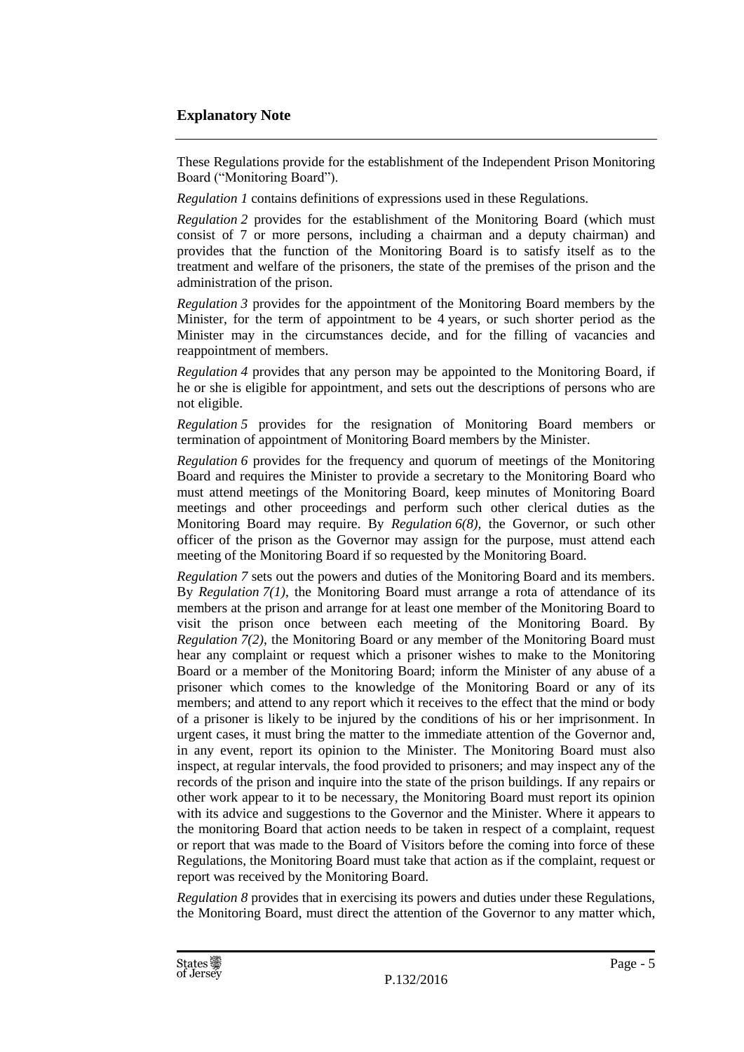## Explanatory Note

These Regulations provide for the establishment of the Independent Prison Monitoring Board ("Monitoring Board").

*Regulation 1* contains definitions of expressions used in these Regulations.

*Regulation 2* provides for the establishment of the Monitoring Board (which must consist of 7 or more persons, including a chairman and a deputy chairman) and provides that the function of the Monitoring Board is to satisfy itself as to the treatment and welfare of the prisoners, the state of the premises of the prison and the administration of the prison.

*Regulation 3* provides for the appointment of the Monitoring Board members by the Minister, for the term of appointment to be 4 years, or such shorter period as the Minister may in the circumstances decide, and for the filling of vacancies and reappointment of members.

*Regulation 4* provides that any person may be appointed to the Monitoring Board, if he or she is eligible for appointment, and sets out the descriptions of persons who are not eligible.

*Regulation 5* provides for the resignation of Monitoring Board members or termination of appointment of Monitoring Board members by the Minister.

*Regulation 6* provides for the frequency and quorum of meetings of the Monitoring Board and requires the Minister to provide a secretary to the Monitoring Board who must attend meetings of the Monitoring Board, keep minutes of Monitoring Board meetings and other proceedings and perform such other clerical duties as the Monitoring Board may require. By *Regulation 6(8)*, the Governor, or such other officer of the prison as the Governor may assign for the purpose, must attend each meeting of the Monitoring Board if so requested by the Monitoring Board.

*Regulation 7* sets out the powers and duties of the Monitoring Board and its members. By *Regulation 7(1)*, the Monitoring Board must arrange a rota of attendance of its members at the prison and arrange for at least one member of the Monitoring Board to visit the prison once between each meeting of the Monitoring Board. By *Regulation 7(2)*, the Monitoring Board or any member of the Monitoring Board must hear any complaint or request which a prisoner wishes to make to the Monitoring Board or a member of the Monitoring Board; inform the Minister of any abuse of a prisoner which comes to the knowledge of the Monitoring Board or any of its members; and attend to any report which it receives to the effect that the mind or body of a prisoner is likely to be injured by the conditions of his or her imprisonment. In urgent cases, it must bring the matter to the immediate attention of the Governor and, in any event, report its opinion to the Minister. The Monitoring Board must also inspect, at regular intervals, the food provided to prisoners; and may inspect any of the records of the prison and inquire into the state of the prison buildings. If any repairs or other work appear to it to be necessary, the Monitoring Board must report its opinion with its advice and suggestions to the Governor and the Minister. Where it appears to the monitoring Board that action needs to be taken in respect of a complaint, request or report that was made to the Board of Visitors before the coming into force of these Regulations, the Monitoring Board must take that action as if the complaint, request or report was received by the Monitoring Board.

*Regulation 8* provides that in exercising its powers and duties under these Regulations, the Monitoring Board, must direct the attention of the Governor to any matter which,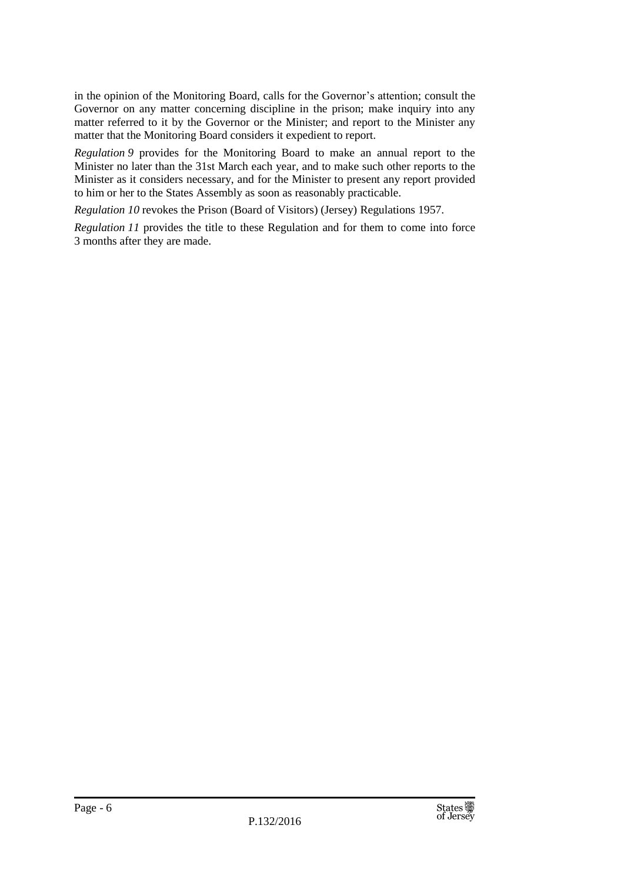in the opinion of the Monitoring Board, calls for the Governor's attention; consult the Governor on any matter concerning discipline in the prison; make inquiry into any matter referred to it by the Governor or the Minister; and report to the Minister any matter that the Monitoring Board considers it expedient to report.

*Regulation 9* provides for the Monitoring Board to make an annual report to the Minister no later than the 31st March each year, and to make such other reports to the Minister as it considers necessary, and for the Minister to present any report provided to him or her to the States Assembly as soon as reasonably practicable.

*Regulation 10* revokes the Prison (Board of Visitors) (Jersey) Regulations 1957.

*Regulation 11* provides the title to these Regulation and for them to come into force 3 months after they are made.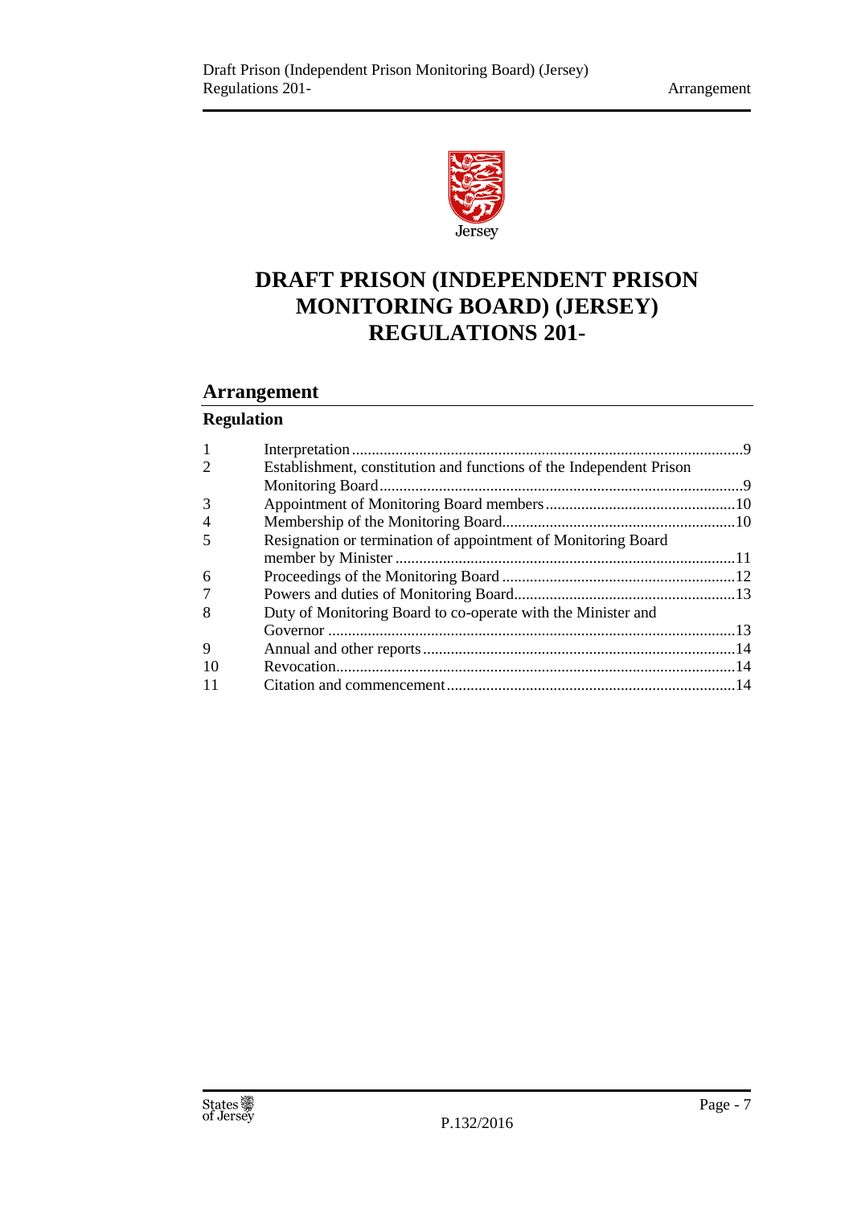# DRAFT PRISON (INDEPENDENT PRISON MONITORING BOARD) (JERSEY) REGULATIONS 201-

## Arrangement

**Regulation**

| | | |
|---|---|---|
| 1 | Interpretation | 9 |
| 2 | Establishment, constitution and functions of the Independent Prison Monitoring Board | 9 |
| 3 | Appointment of Monitoring Board members | 10 |
| 4 | Membership of the Monitoring Board | 10 |
| 5 | Resignation or termination of appointment of Monitoring Board member by Minister | 11 |
| 6 | Proceedings of the Monitoring Board | 12 |
| 7 | Powers and duties of Monitoring Board | 13 |
| 8 | Duty of Monitoring Board to co-operate with the Minister and Governor | 13 |
| 9 | Annual and other reports | 14 |
| 10 | Revocation | 14 |
| 11 | Citation and commencement | 14 |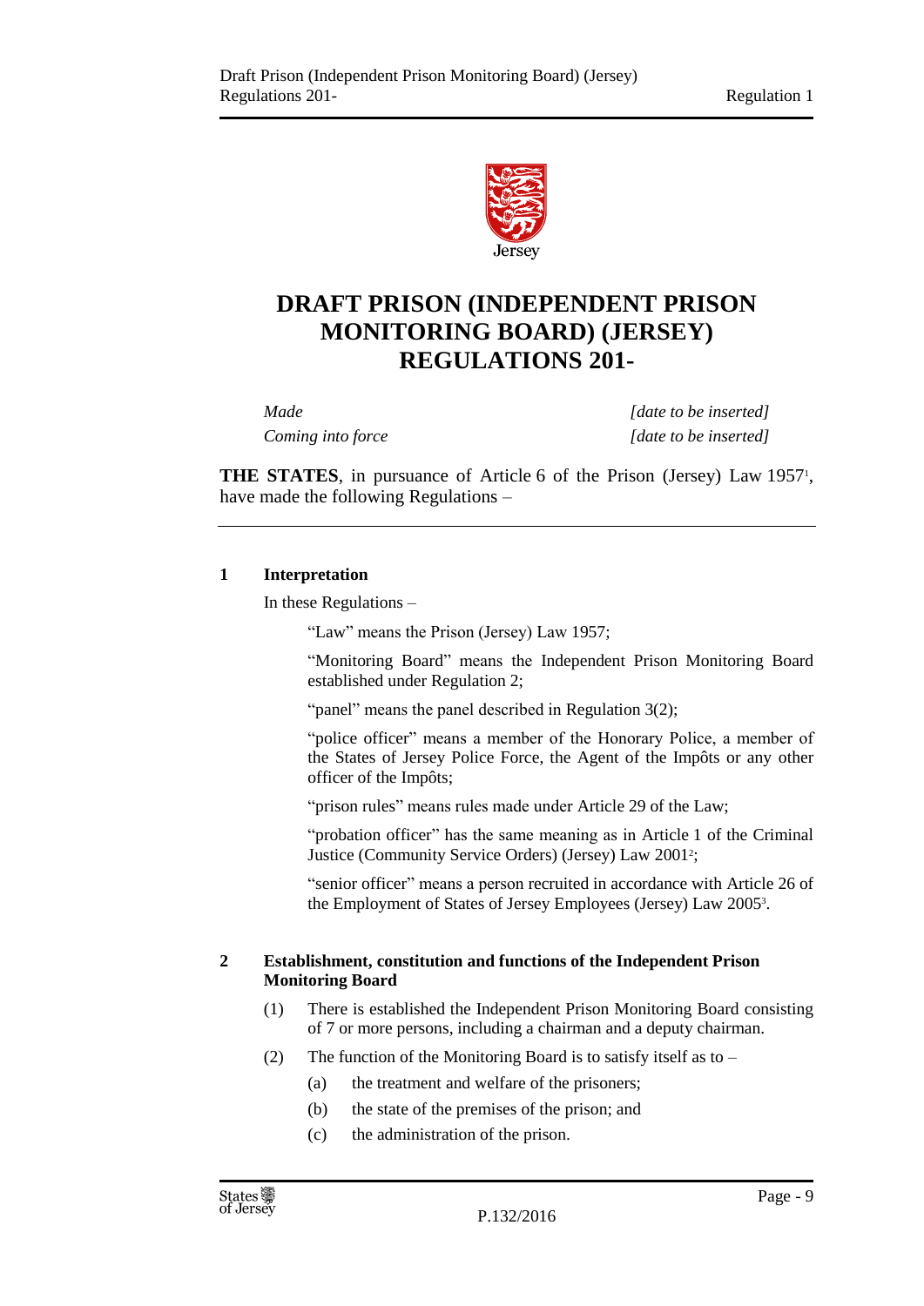# DRAFT PRISON (INDEPENDENT PRISON MONITORING BOARD) (JERSEY) REGULATIONS 201-

| | |
|---|---|
| *Made* | *[date to be inserted]* |
| *Coming into force* | *[date to be inserted]* |

**THE STATES**, in pursuance of Article 6 of the Prison (Jersey) Law 1957[1], have made the following Regulations –

## 1 Interpretation

In these Regulations –

"Law" means the Prison (Jersey) Law 1957;

"Monitoring Board" means the Independent Prison Monitoring Board established under Regulation 2;

"panel" means the panel described in Regulation 3(2);

"police officer" means a member of the Honorary Police, a member of the States of Jersey Police Force, the Agent of the Impôts or any other officer of the Impôts;

"prison rules" means rules made under Article 29 of the Law;

"probation officer" has the same meaning as in Article 1 of the Criminal Justice (Community Service Orders) (Jersey) Law 2001[2];

"senior officer" means a person recruited in accordance with Article 26 of the Employment of States of Jersey Employees (Jersey) Law 2005[3].

## 2 Establishment, constitution and functions of the Independent Prison Monitoring Board

(1) There is established the Independent Prison Monitoring Board consisting of 7 or more persons, including a chairman and a deputy chairman.

(2) The function of the Monitoring Board is to satisfy itself as to –

- (a) the treatment and welfare of the prisoners;
- (b) the state of the premises of the prison; and
- (c) the administration of the prison.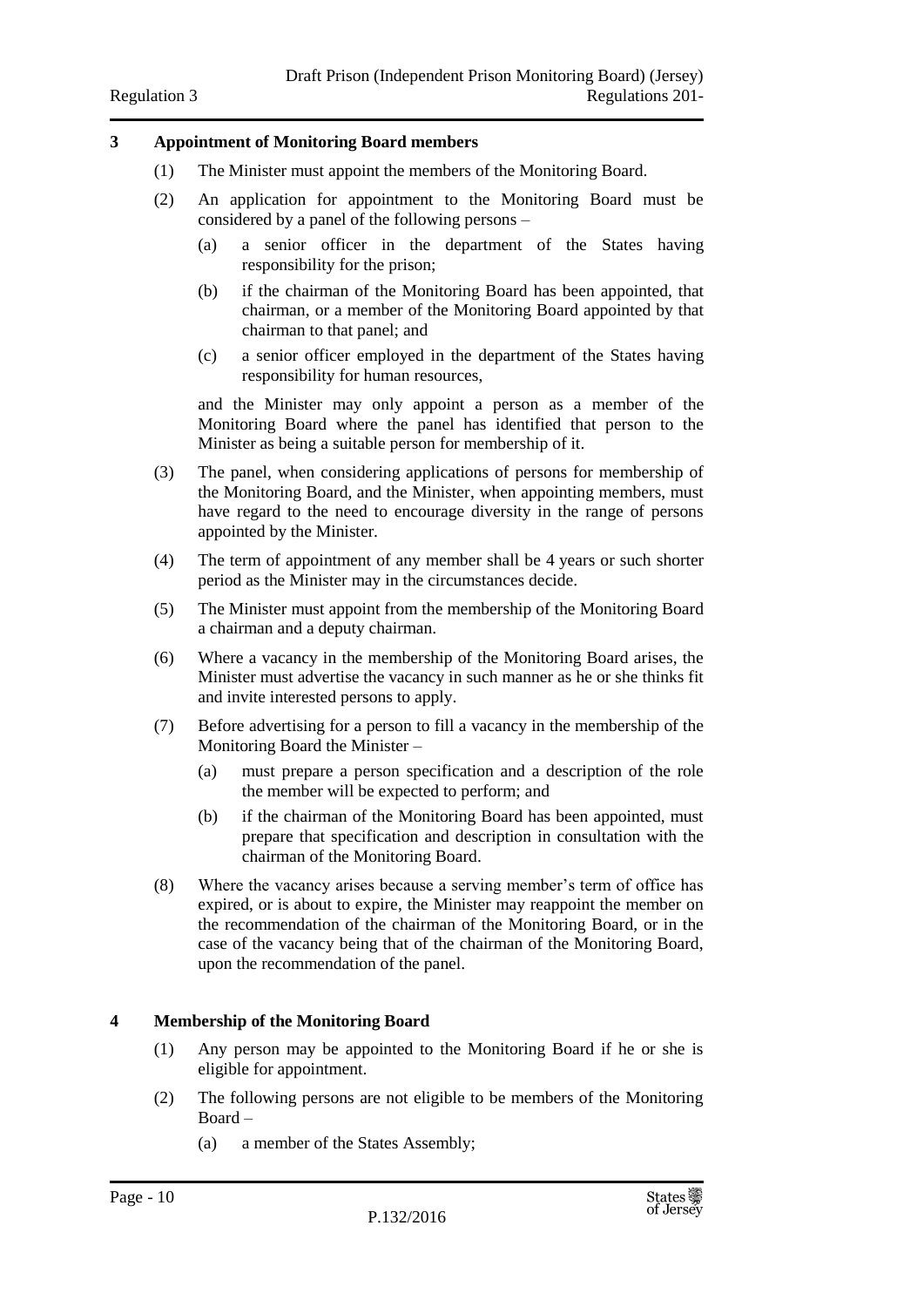### 3 Appointment of Monitoring Board members

(1) The Minister must appoint the members of the Monitoring Board.

(2) An application for appointment to the Monitoring Board must be considered by a panel of the following persons –

(a) a senior officer in the department of the States having responsibility for the prison;

(b) if the chairman of the Monitoring Board has been appointed, that chairman, or a member of the Monitoring Board appointed by that chairman to that panel; and

(c) a senior officer employed in the department of the States having responsibility for human resources,

and the Minister may only appoint a person as a member of the Monitoring Board where the panel has identified that person to the Minister as being a suitable person for membership of it.

(3) The panel, when considering applications of persons for membership of the Monitoring Board, and the Minister, when appointing members, must have regard to the need to encourage diversity in the range of persons appointed by the Minister.

(4) The term of appointment of any member shall be 4 years or such shorter period as the Minister may in the circumstances decide.

(5) The Minister must appoint from the membership of the Monitoring Board a chairman and a deputy chairman.

(6) Where a vacancy in the membership of the Monitoring Board arises, the Minister must advertise the vacancy in such manner as he or she thinks fit and invite interested persons to apply.

(7) Before advertising for a person to fill a vacancy in the membership of the Monitoring Board the Minister –

(a) must prepare a person specification and a description of the role the member will be expected to perform; and

(b) if the chairman of the Monitoring Board has been appointed, must prepare that specification and description in consultation with the chairman of the Monitoring Board.

(8) Where the vacancy arises because a serving member's term of office has expired, or is about to expire, the Minister may reappoint the member on the recommendation of the chairman of the Monitoring Board, or in the case of the vacancy being that of the chairman of the Monitoring Board, upon the recommendation of the panel.

### 4 Membership of the Monitoring Board

(1) Any person may be appointed to the Monitoring Board if he or she is eligible for appointment.

(2) The following persons are not eligible to be members of the Monitoring Board –

(a) a member of the States Assembly;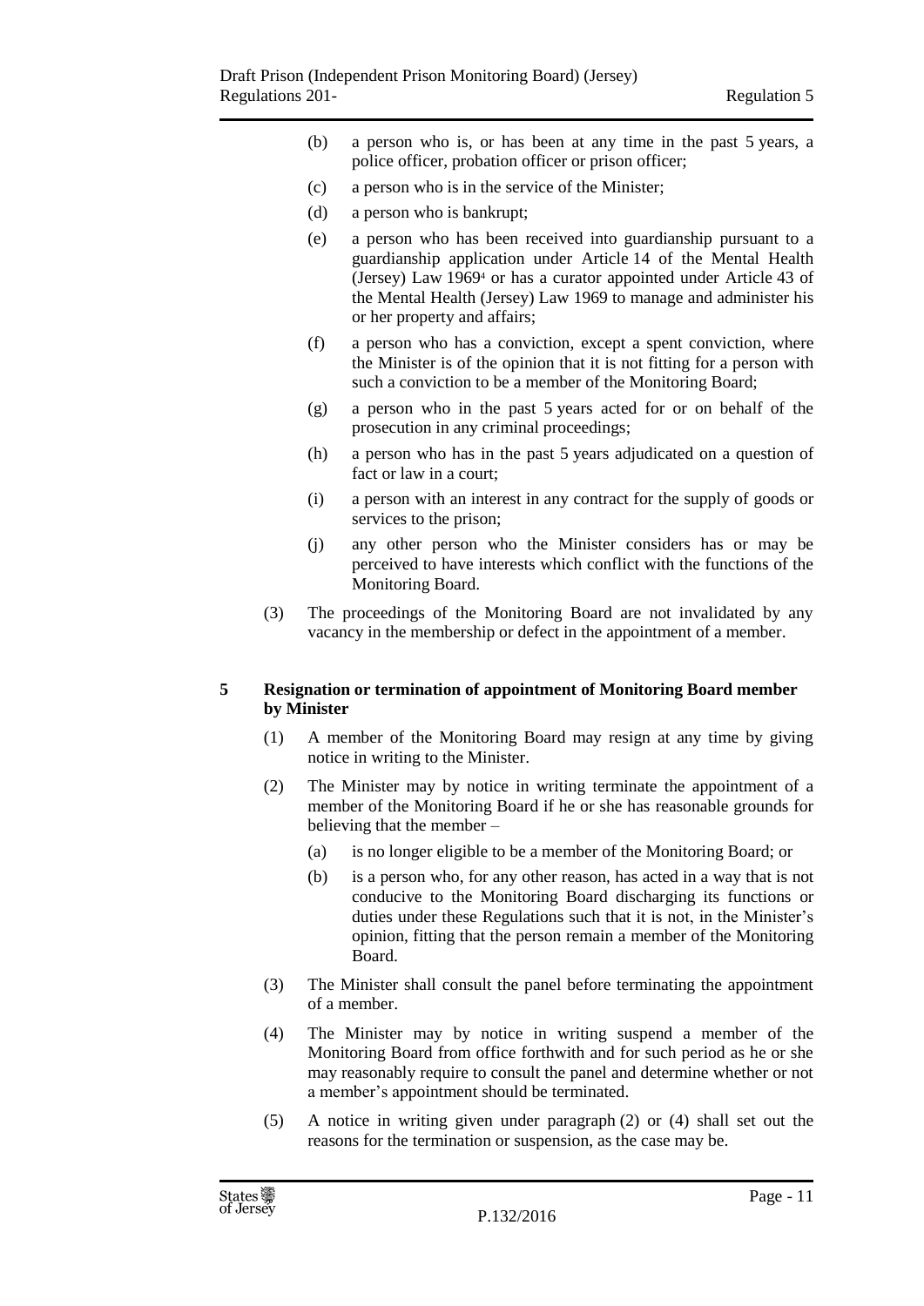(b) a person who is, or has been at any time in the past 5 years, a police officer, probation officer or prison officer;

(c) a person who is in the service of the Minister;

(d) a person who is bankrupt;

(e) a person who has been received into guardianship pursuant to a guardianship application under Article 14 of the Mental Health (Jersey) Law 1969[4] or has a curator appointed under Article 43 of the Mental Health (Jersey) Law 1969 to manage and administer his or her property and affairs;

(f) a person who has a conviction, except a spent conviction, where the Minister is of the opinion that it is not fitting for a person with such a conviction to be a member of the Monitoring Board;

(g) a person who in the past 5 years acted for or on behalf of the prosecution in any criminal proceedings;

(h) a person who has in the past 5 years adjudicated on a question of fact or law in a court;

(i) a person with an interest in any contract for the supply of goods or services to the prison;

(j) any other person who the Minister considers has or may be perceived to have interests which conflict with the functions of the Monitoring Board.

(3) The proceedings of the Monitoring Board are not invalidated by any vacancy in the membership or defect in the appointment of a member.

## 5 Resignation or termination of appointment of Monitoring Board member by Minister

(1) A member of the Monitoring Board may resign at any time by giving notice in writing to the Minister.

(2) The Minister may by notice in writing terminate the appointment of a member of the Monitoring Board if he or she has reasonable grounds for believing that the member –

(a) is no longer eligible to be a member of the Monitoring Board; or

(b) is a person who, for any other reason, has acted in a way that is not conducive to the Monitoring Board discharging its functions or duties under these Regulations such that it is not, in the Minister's opinion, fitting that the person remain a member of the Monitoring Board.

(3) The Minister shall consult the panel before terminating the appointment of a member.

(4) The Minister may by notice in writing suspend a member of the Monitoring Board from office forthwith and for such period as he or she may reasonably require to consult the panel and determine whether or not a member's appointment should be terminated.

(5) A notice in writing given under paragraph (2) or (4) shall set out the reasons for the termination or suspension, as the case may be.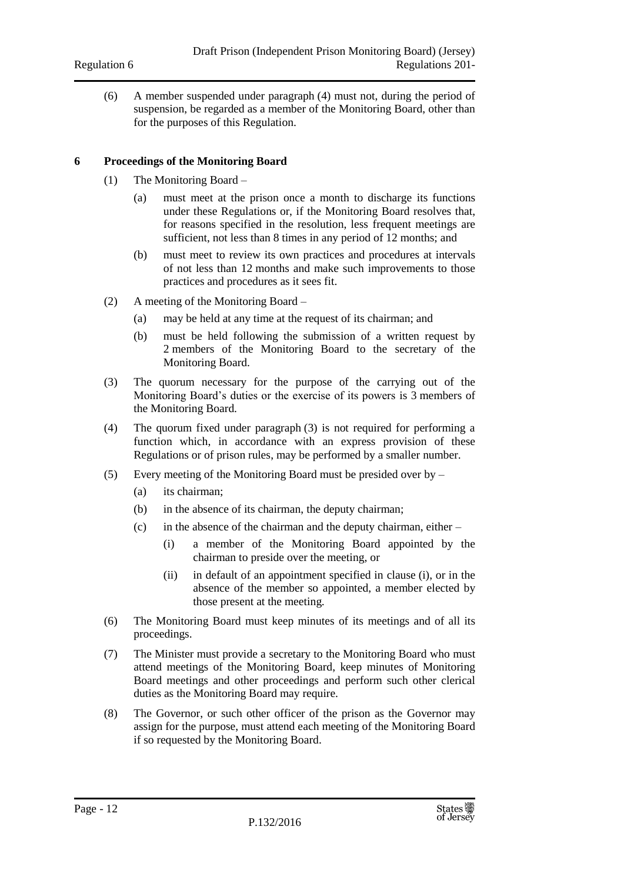(6) A member suspended under paragraph (4) must not, during the period of suspension, be regarded as a member of the Monitoring Board, other than for the purposes of this Regulation.

**6 Proceedings of the Monitoring Board**

(1) The Monitoring Board –

(a) must meet at the prison once a month to discharge its functions under these Regulations or, if the Monitoring Board resolves that, for reasons specified in the resolution, less frequent meetings are sufficient, not less than 8 times in any period of 12 months; and

(b) must meet to review its own practices and procedures at intervals of not less than 12 months and make such improvements to those practices and procedures as it sees fit.

(2) A meeting of the Monitoring Board –

(a) may be held at any time at the request of its chairman; and

(b) must be held following the submission of a written request by 2 members of the Monitoring Board to the secretary of the Monitoring Board.

(3) The quorum necessary for the purpose of the carrying out of the Monitoring Board's duties or the exercise of its powers is 3 members of the Monitoring Board.

(4) The quorum fixed under paragraph (3) is not required for performing a function which, in accordance with an express provision of these Regulations or of prison rules, may be performed by a smaller number.

(5) Every meeting of the Monitoring Board must be presided over by –

(a) its chairman;

(b) in the absence of its chairman, the deputy chairman;

(c) in the absence of the chairman and the deputy chairman, either –

(i) a member of the Monitoring Board appointed by the chairman to preside over the meeting, or

(ii) in default of an appointment specified in clause (i), or in the absence of the member so appointed, a member elected by those present at the meeting.

(6) The Monitoring Board must keep minutes of its meetings and of all its proceedings.

(7) The Minister must provide a secretary to the Monitoring Board who must attend meetings of the Monitoring Board, keep minutes of Monitoring Board meetings and other proceedings and perform such other clerical duties as the Monitoring Board may require.

(8) The Governor, or such other officer of the prison as the Governor may assign for the purpose, must attend each meeting of the Monitoring Board if so requested by the Monitoring Board.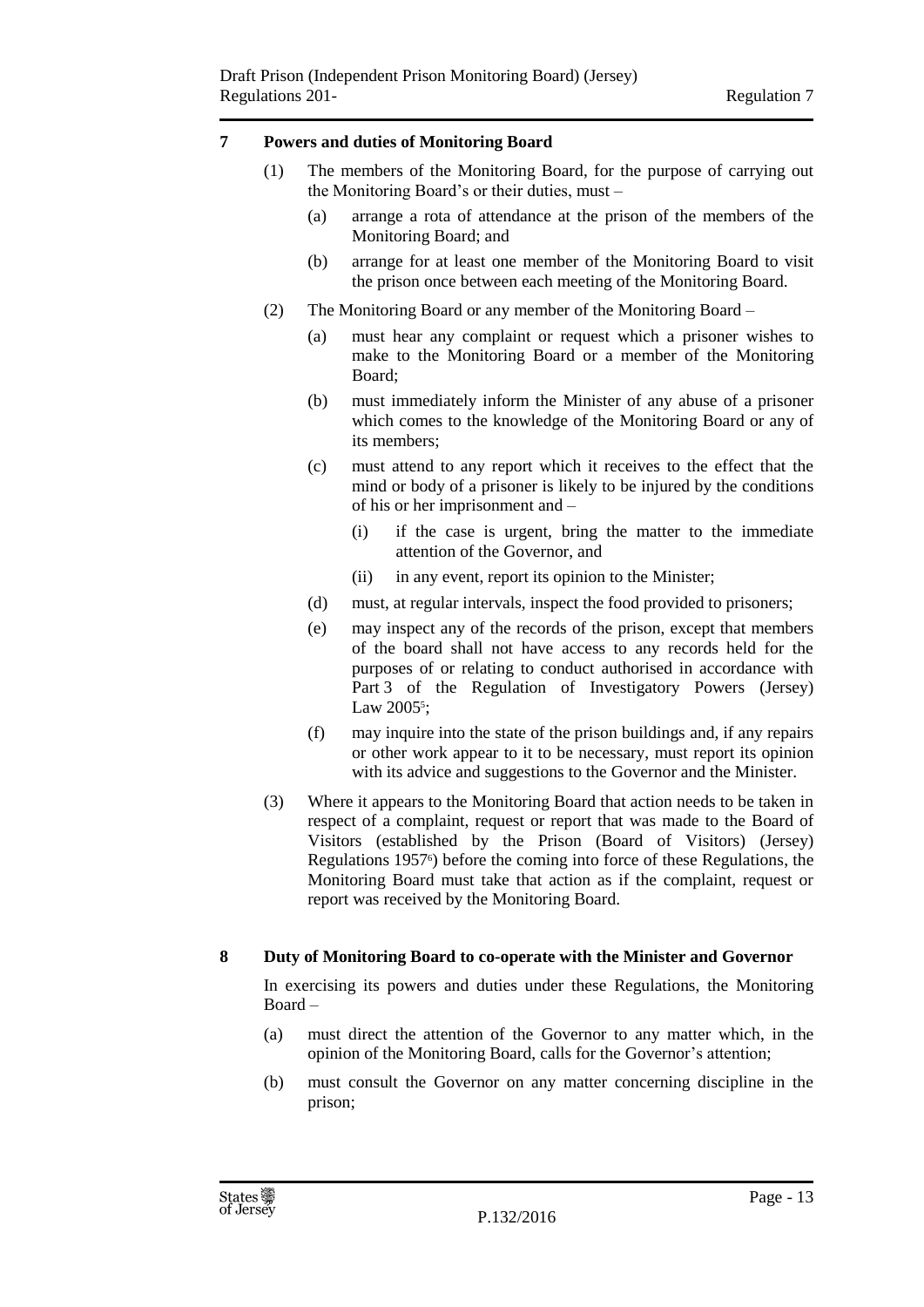## 7 Powers and duties of Monitoring Board

(1) The members of the Monitoring Board, for the purpose of carrying out the Monitoring Board's or their duties, must –

(a) arrange a rota of attendance at the prison of the members of the Monitoring Board; and

(b) arrange for at least one member of the Monitoring Board to visit the prison once between each meeting of the Monitoring Board.

(2) The Monitoring Board or any member of the Monitoring Board –

(a) must hear any complaint or request which a prisoner wishes to make to the Monitoring Board or a member of the Monitoring Board;

(b) must immediately inform the Minister of any abuse of a prisoner which comes to the knowledge of the Monitoring Board or any of its members;

(c) must attend to any report which it receives to the effect that the mind or body of a prisoner is likely to be injured by the conditions of his or her imprisonment and –

(i) if the case is urgent, bring the matter to the immediate attention of the Governor, and

(ii) in any event, report its opinion to the Minister;

(d) must, at regular intervals, inspect the food provided to prisoners;

(e) may inspect any of the records of the prison, except that members of the board shall not have access to any records held for the purposes of or relating to conduct authorised in accordance with Part 3 of the Regulation of Investigatory Powers (Jersey) Law 2005[5];

(f) may inquire into the state of the prison buildings and, if any repairs or other work appear to it to be necessary, must report its opinion with its advice and suggestions to the Governor and the Minister.

(3) Where it appears to the Monitoring Board that action needs to be taken in respect of a complaint, request or report that was made to the Board of Visitors (established by the Prison (Board of Visitors) (Jersey) Regulations 1957[6]) before the coming into force of these Regulations, the Monitoring Board must take that action as if the complaint, request or report was received by the Monitoring Board.

## 8 Duty of Monitoring Board to co-operate with the Minister and Governor

In exercising its powers and duties under these Regulations, the Monitoring Board –

(a) must direct the attention of the Governor to any matter which, in the opinion of the Monitoring Board, calls for the Governor's attention;

(b) must consult the Governor on any matter concerning discipline in the prison;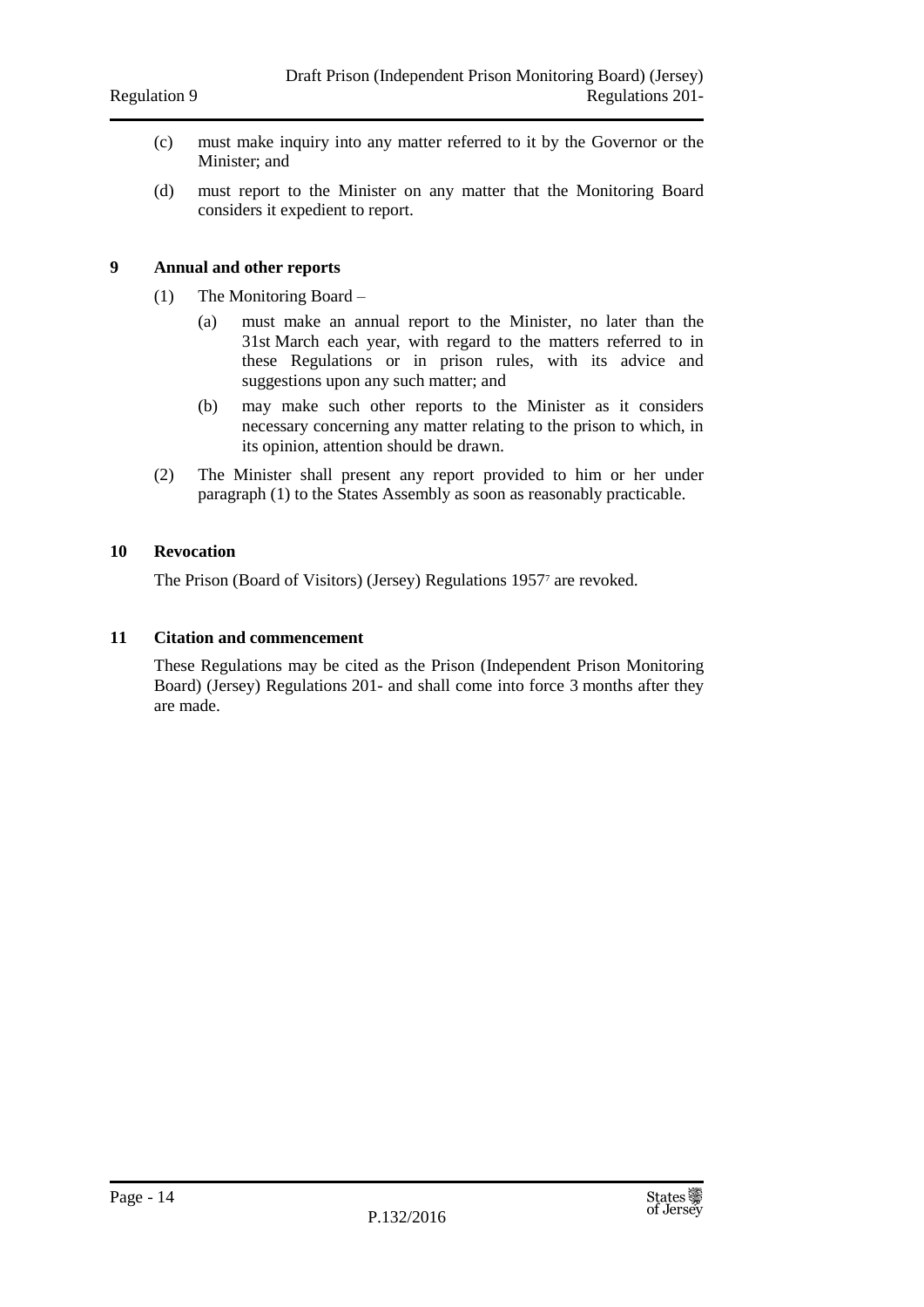(c) must make inquiry into any matter referred to it by the Governor or the Minister; and

(d) must report to the Minister on any matter that the Monitoring Board considers it expedient to report.

**9 Annual and other reports**

(1) The Monitoring Board –

(a) must make an annual report to the Minister, no later than the 31st March each year, with regard to the matters referred to in these Regulations or in prison rules, with its advice and suggestions upon any such matter; and

(b) may make such other reports to the Minister as it considers necessary concerning any matter relating to the prison to which, in its opinion, attention should be drawn.

(2) The Minister shall present any report provided to him or her under paragraph (1) to the States Assembly as soon as reasonably practicable.

**10 Revocation**

The Prison (Board of Visitors) (Jersey) Regulations 1957[7] are revoked.

**11 Citation and commencement**

These Regulations may be cited as the Prison (Independent Prison Monitoring Board) (Jersey) Regulations 201- and shall come into force 3 months after they are made.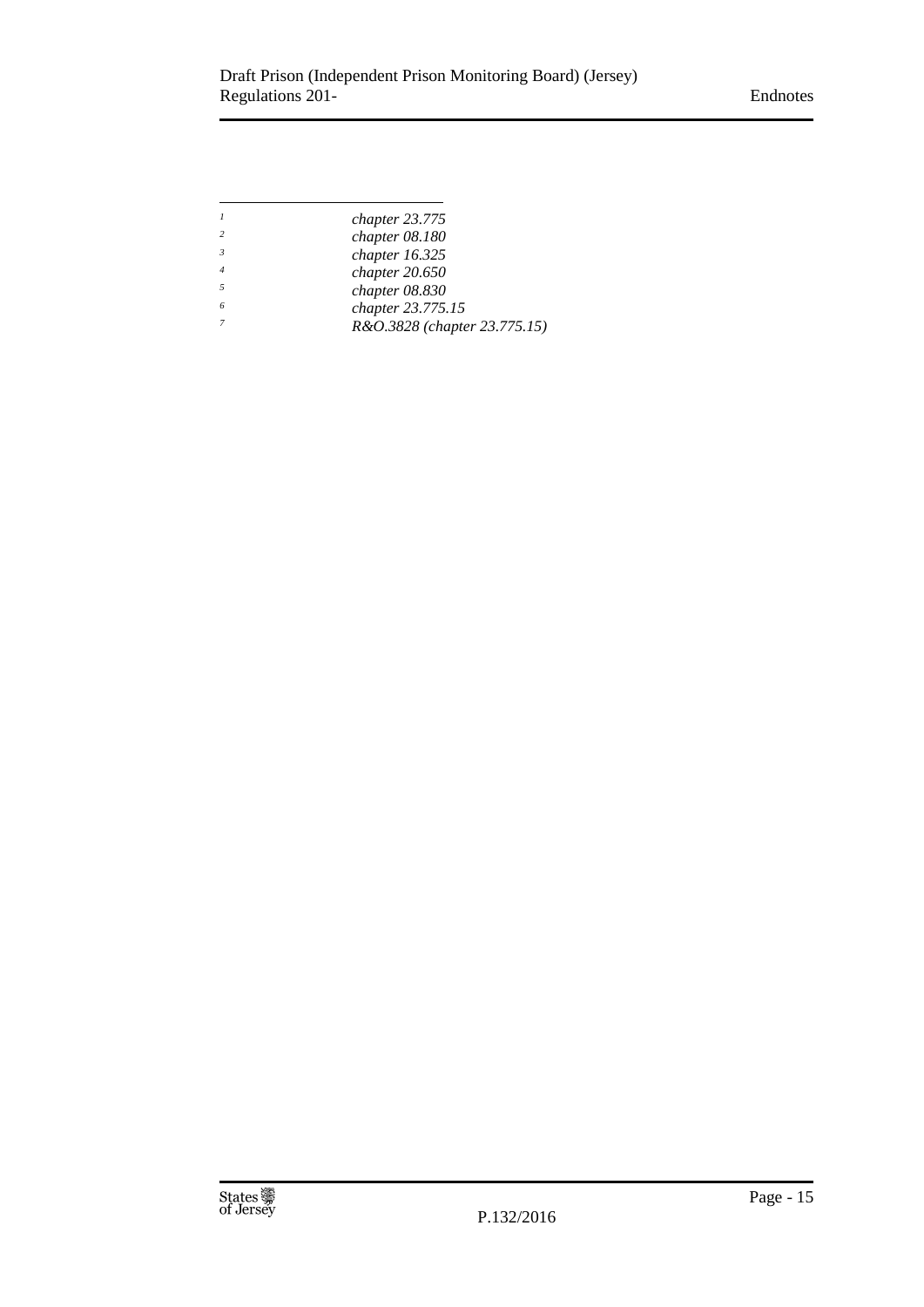[1] *chapter 23.775*
[2] *chapter 08.180*
[3] *chapter 16.325*
[4] *chapter 20.650*
[5] *chapter 08.830*
[6] *chapter 23.775.15*
[7] *R&O.3828 (chapter 23.775.15)*